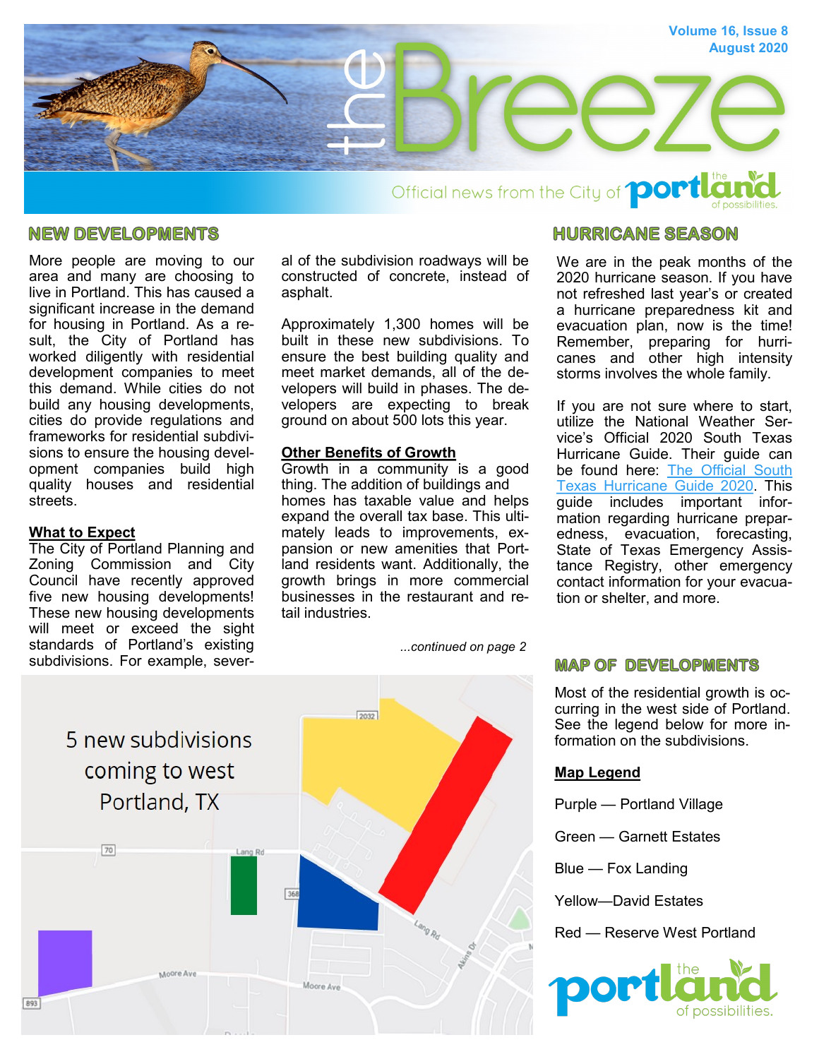# the Breeze

Volume 16, Issue 8
August 2020

Official news from the City of Portland — the portland of possibilities.

## NEW DEVELOPMENTS

More people are moving to our area and many are choosing to live in Portland. This has caused a significant increase in the demand for housing in Portland. As a result, the City of Portland has worked diligently with residential development companies to meet this demand. While cities do not build any housing developments, cities do provide regulations and frameworks for residential subdivisions to ensure the housing development companies build high quality houses and residential streets.

**What to Expect**

The City of Portland Planning and Zoning Commission and City Council have recently approved five new housing developments! These new housing developments will meet or exceed the sight standards of Portland's existing subdivisions. For example, several of the subdivision roadways will be constructed of concrete, instead of asphalt.

Approximately 1,300 homes will be built in these new subdivisions. To ensure the best building quality and meet market demands, all of the developers will build in phases. The developers are expecting to break ground on about 500 lots this year.

**Other Benefits of Growth**

Growth in a community is a good thing. The addition of buildings and homes has taxable value and helps expand the overall tax base. This ultimately leads to improvements, expansion or new amenities that Portland residents want. Additionally, the growth brings in more commercial businesses in the restaurant and retail industries.

*...continued on page 2*

5 new subdivisions coming to west Portland, TX

## HURRICANE SEASON

We are in the peak months of the 2020 hurricane season. If you have not refreshed last year's or created a hurricane preparedness kit and evacuation plan, now is the time! Remember, preparing for hurricanes and other high intensity storms involves the whole family.

If you are not sure where to start, utilize the National Weather Service's Official 2020 South Texas Hurricane Guide. Their guide can be found here: The Official South Texas Hurricane Guide 2020. This guide includes important information regarding hurricane preparedness, evacuation, forecasting, State of Texas Emergency Assistance Registry, other emergency contact information for your evacuation or shelter, and more.

## MAP OF DEVELOPMENTS

Most of the residential growth is occurring in the west side of Portland. See the legend below for more information on the subdivisions.

**Map Legend**

Purple — Portland Village

Green — Garnett Estates

Blue — Fox Landing

Yellow—David Estates

Red — Reserve West Portland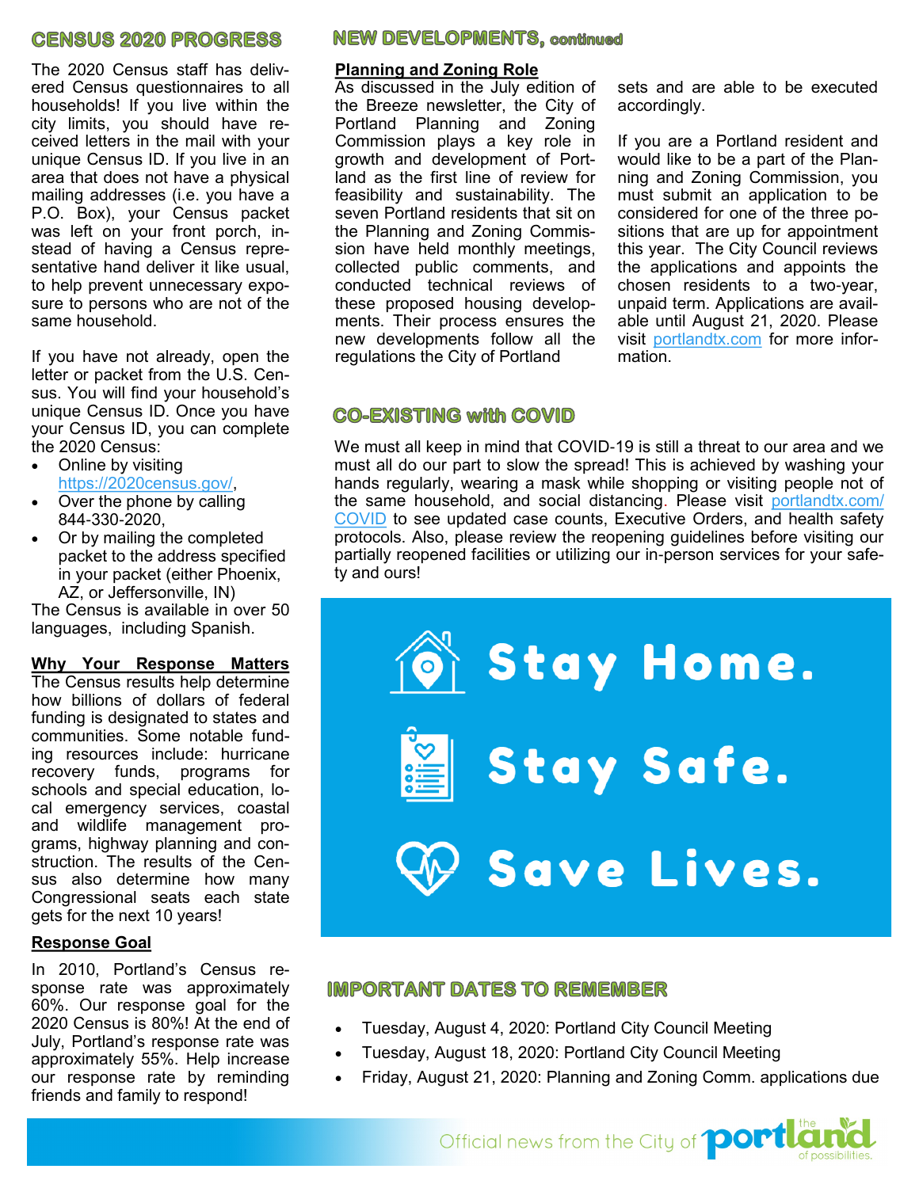## CENSUS 2020 PROGRESS

The 2020 Census staff has delivered Census questionnaires to all households! If you live within the city limits, you should have received letters in the mail with your unique Census ID. If you live in an area that does not have a physical mailing addresses (i.e. you have a P.O. Box), your Census packet was left on your front porch, instead of having a Census representative hand deliver it like usual, to help prevent unnecessary exposure to persons who are not of the same household.

If you have not already, open the letter or packet from the U.S. Census. You will find your household's unique Census ID. Once you have your Census ID, you can complete the 2020 Census:

- Online by visiting https://2020census.gov/,
- Over the phone by calling 844-330-2020,
- Or by mailing the completed packet to the address specified in your packet (either Phoenix, AZ, or Jeffersonville, IN)

The Census is available in over 50 languages, including Spanish.

**Why Your Response Matters**

The Census results help determine how billions of dollars of federal funding is designated to states and communities. Some notable funding resources include: hurricane recovery funds, programs for schools and special education, local emergency services, coastal and wildlife management programs, highway planning and construction. The results of the Census also determine how many Congressional seats each state gets for the next 10 years!

**Response Goal**

In 2010, Portland's Census response rate was approximately 60%. Our response goal for the 2020 Census is 80%! At the end of July, Portland's response rate was approximately 55%. Help increase our response rate by reminding friends and family to respond!

## NEW DEVELOPMENTS, continued

**Planning and Zoning Role**

As discussed in the July edition of the Breeze newsletter, the City of Portland Planning and Zoning Commission plays a key role in growth and development of Portland as the first line of review for feasibility and sustainability. The seven Portland residents that sit on the Planning and Zoning Commission have held monthly meetings, collected public comments, and conducted technical reviews of these proposed housing developments. Their process ensures the new developments follow all the regulations the City of Portland sets and are able to be executed accordingly.

If you are a Portland resident and would like to be a part of the Planning and Zoning Commission, you must submit an application to be considered for one of the three positions that are up for appointment this year. The City Council reviews the applications and appoints the chosen residents to a two-year, unpaid term. Applications are available until August 21, 2020. Please visit portlandtx.com for more information.

## CO-EXISTING with COVID

We must all keep in mind that COVID-19 is still a threat to our area and we must all do our part to slow the spread! This is achieved by washing your hands regularly, wearing a mask while shopping or visiting people not of the same household, and social distancing. Please visit portlandtx.com/COVID to see updated case counts, Executive Orders, and health safety protocols. Also, please review the reopening guidelines before visiting our partially reopened facilities or utilizing our in-person services for your safety and ours!

Stay Home.

Stay Safe.

Save Lives.

## IMPORTANT DATES TO REMEMBER

- Tuesday, August 4, 2020: Portland City Council Meeting
- Tuesday, August 18, 2020: Portland City Council Meeting
- Friday, August 21, 2020: Planning and Zoning Comm. applications due